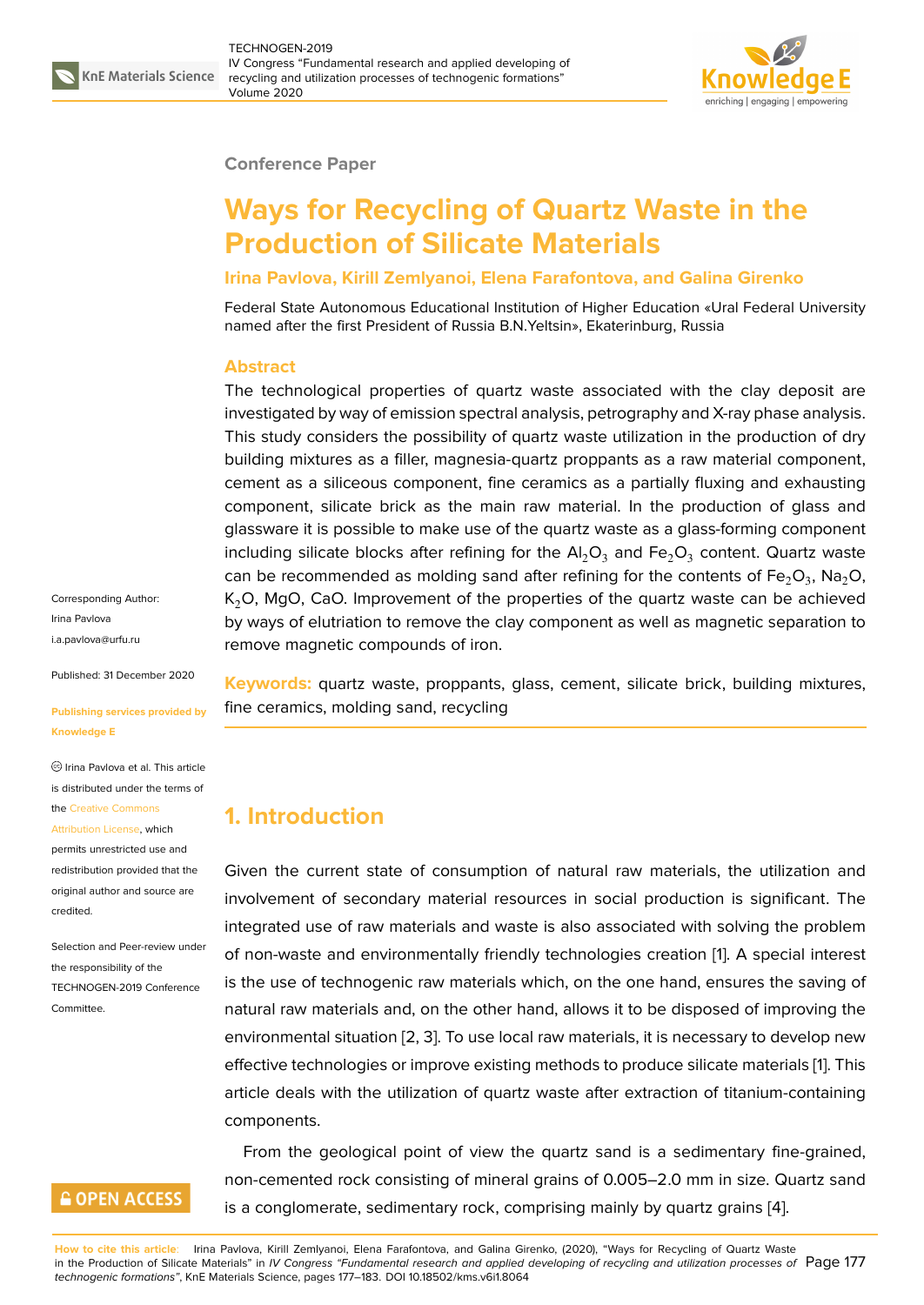Conference Paper

# Ways for Recycling of Quartz Waste in the Production of Silicate Materials

**Irina Pavlova, Kirill Zemlyanoi, Elena Farafontova, and Galina Girenko**

Federal State Autonomous Educational Institution of Higher Education «Ural Federal University named after the first President of Russia B.N.Yeltsin», Ekaterinburg, Russia

## Abstract

The technological properties of quartz waste associated with the clay deposit are investigated by way of emission spectral analysis, petrography and X-ray phase analysis. This study considers the possibility of quartz waste utilization in the production of dry building mixtures as a filler, magnesia-quartz proppants as a raw material component, cement as a siliceous component, fine ceramics as a partially fluxing and exhausting component, silicate brick as the main raw material. In the production of glass and glassware it is possible to make use of the quartz waste as a glass-forming component including silicate blocks after refining for the $Al_2O_3$ and $Fe_2O_3$ content. Quartz waste can be recommended as molding sand after refining for the contents of $Fe_2O_3$, $Na_2O$, $K_2O$, MgO, CaO. Improvement of the properties of the quartz waste can be achieved by ways of elutriation to remove the clay component as well as magnetic separation to remove magnetic compounds of iron.

**Keywords:** quartz waste, proppants, glass, cement, silicate brick, building mixtures, fine ceramics, molding sand, recycling

Corresponding Author:
Irina Pavlova
i.a.pavlova@urfu.ru

Published: 31 December 2020

Publishing services provided by Knowledge E

© Irina Pavlova et al. This article is distributed under the terms of the Creative Commons Attribution License, which permits unrestricted use and redistribution provided that the original author and source are credited.

Selection and Peer-review under the responsibility of the TECHNOGEN-2019 Conference Committee.

## 1. Introduction

Given the current state of consumption of natural raw materials, the utilization and involvement of secondary material resources in social production is significant. The integrated use of raw materials and waste is also associated with solving the problem of non-waste and environmentally friendly technologies creation [1]. A special interest is the use of technogenic raw materials which, on the one hand, ensures the saving of natural raw materials and, on the other hand, allows it to be disposed of improving the environmental situation [2, 3]. To use local raw materials, it is necessary to develop new effective technologies or improve existing methods to produce silicate materials [1]. This article deals with the utilization of quartz waste after extraction of titanium-containing components.

From the geological point of view the quartz sand is a sedimentary fine-grained, non-cemented rock consisting of mineral grains of 0.005–2.0 mm in size. Quartz sand is a conglomerate, sedimentary rock, comprising mainly by quartz grains [4].

**How to cite this article**: Irina Pavlova, Kirill Zemlyanoi, Elena Farafontova, and Galina Girenko, (2020), "Ways for Recycling of Quartz Waste in the Production of Silicate Materials" in *IV Congress "Fundamental research and applied developing of recycling and utilization processes of technogenic formations"*, KnE Materials Science, pages 177–183. DOI 10.18502/kms.v6i1.8064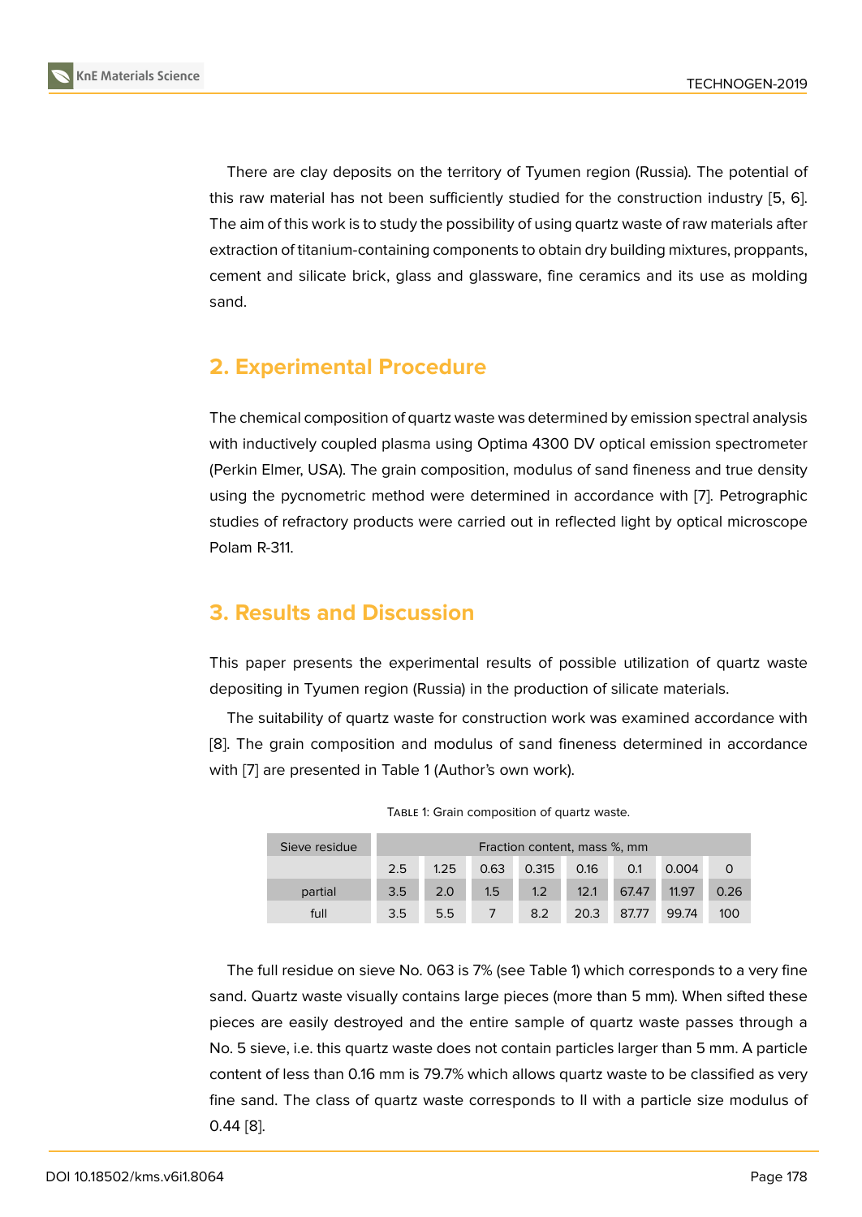There are clay deposits on the territory of Tyumen region (Russia). The potential of this raw material has not been sufficiently studied for the construction industry [5, 6]. The aim of this work is to study the possibility of using quartz waste of raw materials after extraction of titanium-containing components to obtain dry building mixtures, proppants, cement and silicate brick, glass and glassware, fine ceramics and its use as molding sand.

## 2. Experimental Procedure

The chemical composition of quartz waste was determined by emission spectral analysis with inductively coupled plasma using Optima 4300 DV optical emission spectrometer (Perkin Elmer, USA). The grain composition, modulus of sand fineness and true density using the pycnometric method were determined in accordance with [7]. Petrographic studies of refractory products were carried out in reflected light by optical microscope Polam R-311.

## 3. Results and Discussion

This paper presents the experimental results of possible utilization of quartz waste depositing in Tyumen region (Russia) in the production of silicate materials.

The suitability of quartz waste for construction work was examined accordance with [8]. The grain composition and modulus of sand fineness determined in accordance with [7] are presented in Table 1 (Author's own work).

Table 1: Grain composition of quartz waste.

| Sieve residue | Fraction content, mass %, mm | | | | | | | |
|---|---|---|---|---|---|---|---|---|
| | 2.5 | 1.25 | 0.63 | 0.315 | 0.16 | 0.1 | 0.004 | 0 |
| partial | 3.5 | 2.0 | 1.5 | 1.2 | 12.1 | 67.47 | 11.97 | 0.26 |
| full | 3.5 | 5.5 | 7 | 8.2 | 20.3 | 87.77 | 99.74 | 100 |

The full residue on sieve No. 063 is 7% (see Table 1) which corresponds to a very fine sand. Quartz waste visually contains large pieces (more than 5 mm). When sifted these pieces are easily destroyed and the entire sample of quartz waste passes through a No. 5 sieve, i.e. this quartz waste does not contain particles larger than 5 mm. A particle content of less than 0.16 mm is 79.7% which allows quartz waste to be classified as very fine sand. The class of quartz waste corresponds to II with a particle size modulus of 0.44 [8].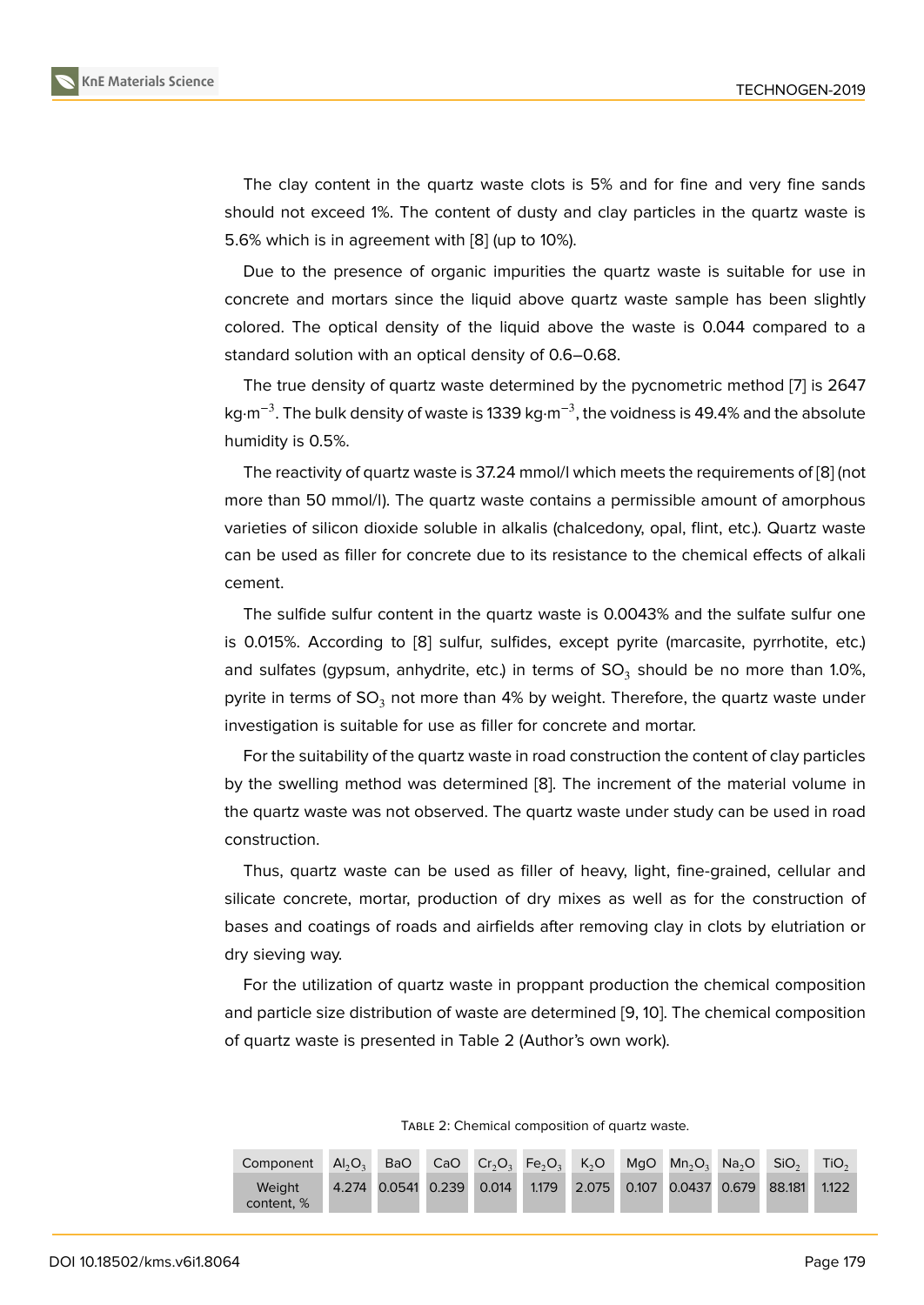The clay content in the quartz waste clots is 5% and for fine and very fine sands should not exceed 1%. The content of dusty and clay particles in the quartz waste is 5.6% which is in agreement with [8] (up to 10%).

Due to the presence of organic impurities the quartz waste is suitable for use in concrete and mortars since the liquid above quartz waste sample has been slightly colored. The optical density of the liquid above the waste is 0.044 compared to a standard solution with an optical density of 0.6–0.68.

The true density of quartz waste determined by the pycnometric method [7] is 2647 $kg{\cdot}m^{-3}$. The bulk density of waste is 1339 $kg{\cdot}m^{-3}$, the voidness is 49.4% and the absolute humidity is 0.5%.

The reactivity of quartz waste is 37.24 mmol/l which meets the requirements of [8] (not more than 50 mmol/l). The quartz waste contains a permissible amount of amorphous varieties of silicon dioxide soluble in alkalis (chalcedony, opal, flint, etc.). Quartz waste can be used as filler for concrete due to its resistance to the chemical effects of alkali cement.

The sulfide sulfur content in the quartz waste is 0.0043% and the sulfate sulfur one is 0.015%. According to [8] sulfur, sulfides, except pyrite (marcasite, pyrrhotite, etc.) and sulfates (gypsum, anhydrite, etc.) in terms of $SO_3$ should be no more than 1.0%, pyrite in terms of $SO_3$ not more than 4% by weight. Therefore, the quartz waste under investigation is suitable for use as filler for concrete and mortar.

For the suitability of the quartz waste in road construction the content of clay particles by the swelling method was determined [8]. The increment of the material volume in the quartz waste was not observed. The quartz waste under study can be used in road construction.

Thus, quartz waste can be used as filler of heavy, light, fine-grained, cellular and silicate concrete, mortar, production of dry mixes as well as for the construction of bases and coatings of roads and airfields after removing clay in clots by elutriation or dry sieving way.

For the utilization of quartz waste in proppant production the chemical composition and particle size distribution of waste are determined [9, 10]. The chemical composition of quartz waste is presented in Table 2 (Author's own work).

Table 2: Chemical composition of quartz waste.

| Component | $Al_2O_3$ | BaO | CaO | $Cr_2O_3$ | $Fe_2O_3$ | $K_2O$ | MgO | $Mn_2O_3$ | $Na_2O$ | $SiO_2$ | $TiO_2$ |
|---|---|---|---|---|---|---|---|---|---|---|---|
| Weight content, % | 4.274 | 0.0541 | 0.239 | 0.014 | 1.179 | 2.075 | 0.107 | 0.0437 | 0.679 | 88.181 | 1.122 |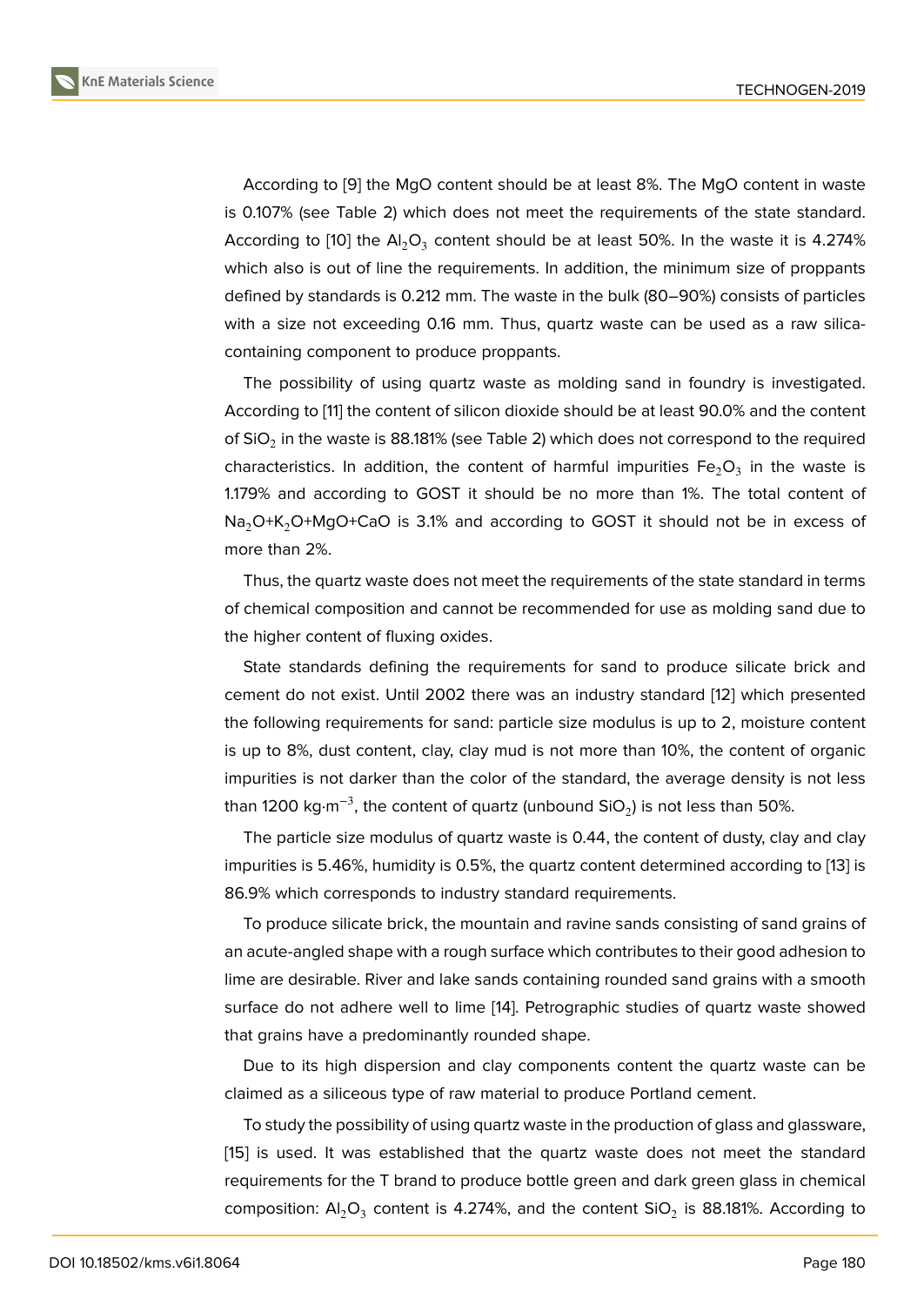According to [9] the MgO content should be at least 8%. The MgO content in waste is 0.107% (see Table 2) which does not meet the requirements of the state standard. According to [10] the $Al_2O_3$ content should be at least 50%. In the waste it is 4.274% which also is out of line the requirements. In addition, the minimum size of proppants defined by standards is 0.212 mm. The waste in the bulk (80–90%) consists of particles with a size not exceeding 0.16 mm. Thus, quartz waste can be used as a raw silica-containing component to produce proppants.

The possibility of using quartz waste as molding sand in foundry is investigated. According to [11] the content of silicon dioxide should be at least 90.0% and the content of $SiO_2$ in the waste is 88.181% (see Table 2) which does not correspond to the required characteristics. In addition, the content of harmful impurities $Fe_2O_3$ in the waste is 1.179% and according to GOST it should be no more than 1%. The total content of $Na_2O$+$K_2O$+MgO+CaO is 3.1% and according to GOST it should not be in excess of more than 2%.

Thus, the quartz waste does not meet the requirements of the state standard in terms of chemical composition and cannot be recommended for use as molding sand due to the higher content of fluxing oxides.

State standards defining the requirements for sand to produce silicate brick and cement do not exist. Until 2002 there was an industry standard [12] which presented the following requirements for sand: particle size modulus is up to 2, moisture content is up to 8%, dust content, clay, clay mud is not more than 10%, the content of organic impurities is not darker than the color of the standard, the average density is not less than 1200 kg·m$^{-3}$, the content of quartz (unbound $SiO_2$) is not less than 50%.

The particle size modulus of quartz waste is 0.44, the content of dusty, clay and clay impurities is 5.46%, humidity is 0.5%, the quartz content determined according to [13] is 86.9% which corresponds to industry standard requirements.

To produce silicate brick, the mountain and ravine sands consisting of sand grains of an acute-angled shape with a rough surface which contributes to their good adhesion to lime are desirable. River and lake sands containing rounded sand grains with a smooth surface do not adhere well to lime [14]. Petrographic studies of quartz waste showed that grains have a predominantly rounded shape.

Due to its high dispersion and clay components content the quartz waste can be claimed as a siliceous type of raw material to produce Portland cement.

To study the possibility of using quartz waste in the production of glass and glassware, [15] is used. It was established that the quartz waste does not meet the standard requirements for the T brand to produce bottle green and dark green glass in chemical composition: $Al_2O_3$ content is 4.274%, and the content $SiO_2$ is 88.181%. According to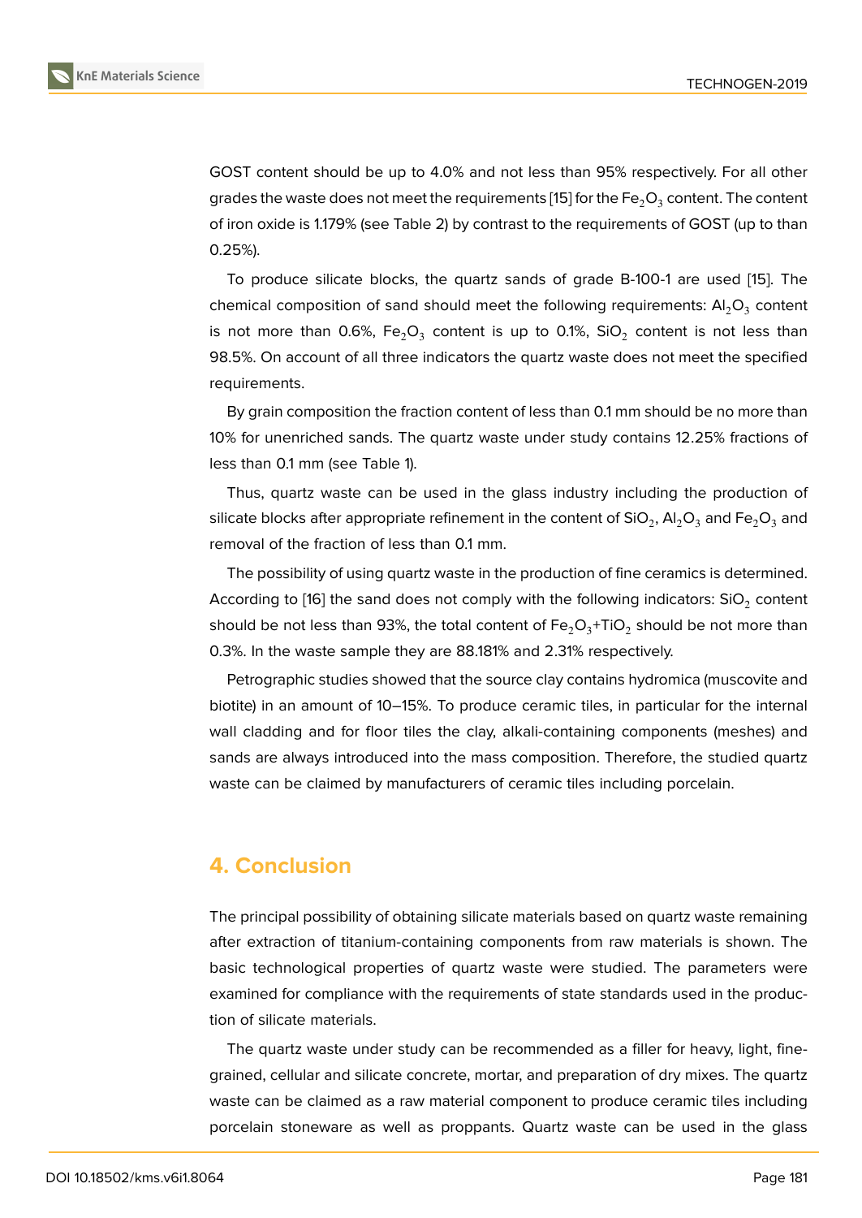GOST content should be up to 4.0% and not less than 95% respectively. For all other grades the waste does not meet the requirements [15] for the $Fe_2O_3$ content. The content of iron oxide is 1.179% (see Table 2) by contrast to the requirements of GOST (up to than 0.25%).

To produce silicate blocks, the quartz sands of grade B-100-1 are used [15]. The chemical composition of sand should meet the following requirements: $Al_2O_3$ content is not more than 0.6%, $Fe_2O_3$ content is up to 0.1%, $SiO_2$ content is not less than 98.5%. On account of all three indicators the quartz waste does not meet the specified requirements.

By grain composition the fraction content of less than 0.1 mm should be no more than 10% for unenriched sands. The quartz waste under study contains 12.25% fractions of less than 0.1 mm (see Table 1).

Thus, quartz waste can be used in the glass industry including the production of silicate blocks after appropriate refinement in the content of $SiO_2$, $Al_2O_3$ and $Fe_2O_3$ and removal of the fraction of less than 0.1 mm.

The possibility of using quartz waste in the production of fine ceramics is determined. According to [16] the sand does not comply with the following indicators: $SiO_2$ content should be not less than 93%, the total content of $Fe_2O_3$+$TiO_2$ should be not more than 0.3%. In the waste sample they are 88.181% and 2.31% respectively.

Petrographic studies showed that the source clay contains hydromica (muscovite and biotite) in an amount of 10–15%. To produce ceramic tiles, in particular for the internal wall cladding and for floor tiles the clay, alkali-containing components (meshes) and sands are always introduced into the mass composition. Therefore, the studied quartz waste can be claimed by manufacturers of ceramic tiles including porcelain.

## 4. Conclusion

The principal possibility of obtaining silicate materials based on quartz waste remaining after extraction of titanium-containing components from raw materials is shown. The basic technological properties of quartz waste were studied. The parameters were examined for compliance with the requirements of state standards used in the production of silicate materials.

The quartz waste under study can be recommended as a filler for heavy, light, fine-grained, cellular and silicate concrete, mortar, and preparation of dry mixes. The quartz waste can be claimed as a raw material component to produce ceramic tiles including porcelain stoneware as well as proppants. Quartz waste can be used in the glass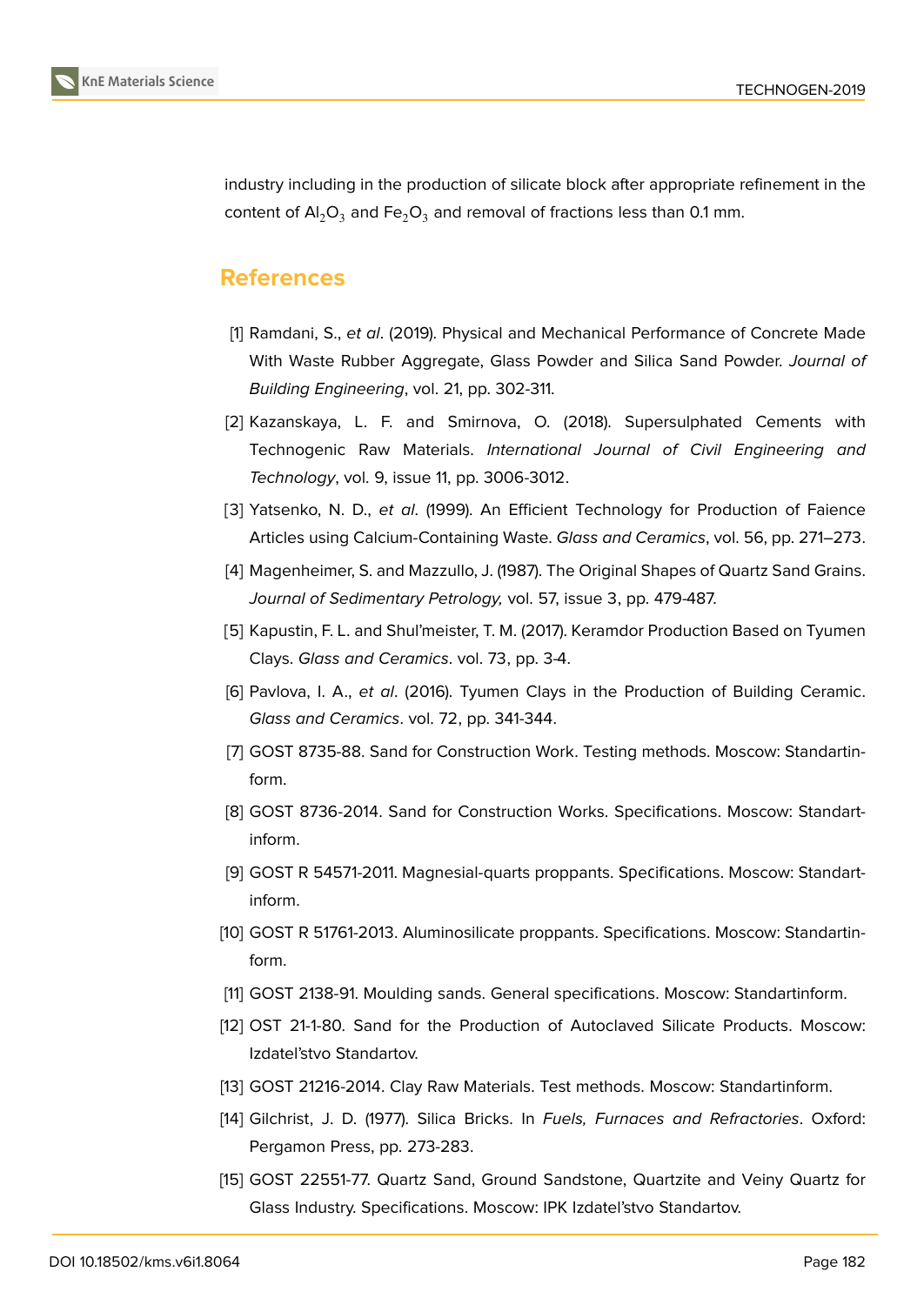industry including in the production of silicate block after appropriate refinement in the content of $Al_2O_3$ and $Fe_2O_3$ and removal of fractions less than 0.1 mm.

## References

[1] Ramdani, S., *et al*. (2019). Physical and Mechanical Performance of Concrete Made With Waste Rubber Aggregate, Glass Powder and Silica Sand Powder. *Journal of Building Engineering*, vol. 21, pp. 302-311.

[2] Kazanskaya, L. F. and Smirnova, O. (2018). Supersulphated Cements with Technogenic Raw Materials. *International Journal of Civil Engineering and Technology*, vol. 9, issue 11, pp. 3006-3012.

[3] Yatsenko, N. D., *et al*. (1999). An Efficient Technology for Production of Faience Articles using Calcium-Containing Waste. *Glass and Ceramics*, vol. 56, pp. 271–273.

[4] Magenheimer, S. and Mazzullo, J. (1987). The Original Shapes of Quartz Sand Grains. *Journal of Sedimentary Petrology,* vol. 57, issue 3, pp. 479-487.

[5] Kapustin, F. L. and Shul'meister, T. M. (2017). Keramdor Production Based on Tyumen Clays. *Glass and Ceramics*. vol. 73, pp. 3-4.

[6] Pavlova, I. A., *et al*. (2016). Tyumen Clays in the Production of Building Ceramic. *Glass and Ceramics*. vol. 72, pp. 341-344.

[7] GOST 8735-88. Sand for Construction Work. Testing methods. Moscow: Standartinform.

[8] GOST 8736-2014. Sand for Construction Works. Specifications. Moscow: Standartinform.

[9] GOST R 54571-2011. Magnesial-quarts proppants. Specifications. Moscow: Standartinform.

[10] GOST R 51761-2013. Aluminosilicate proppants. Specifications. Moscow: Standartinform.

[11] GOST 2138-91. Moulding sands. General specifications. Moscow: Standartinform.

[12] OST 21-1-80. Sand for the Production of Autoclaved Silicate Products. Moscow: Izdatel'stvo Standartov.

[13] GOST 21216-2014. Clay Raw Materials. Test methods. Moscow: Standartinform.

[14] Gilchrist, J. D. (1977). Silica Bricks. In *Fuels, Furnaces and Refractories*. Oxford: Pergamon Press, pp. 273-283.

[15] GOST 22551-77. Quartz Sand, Ground Sandstone, Quartzite and Veiny Quartz for Glass Industry. Specifications. Moscow: IPK Izdatel'stvo Standartov.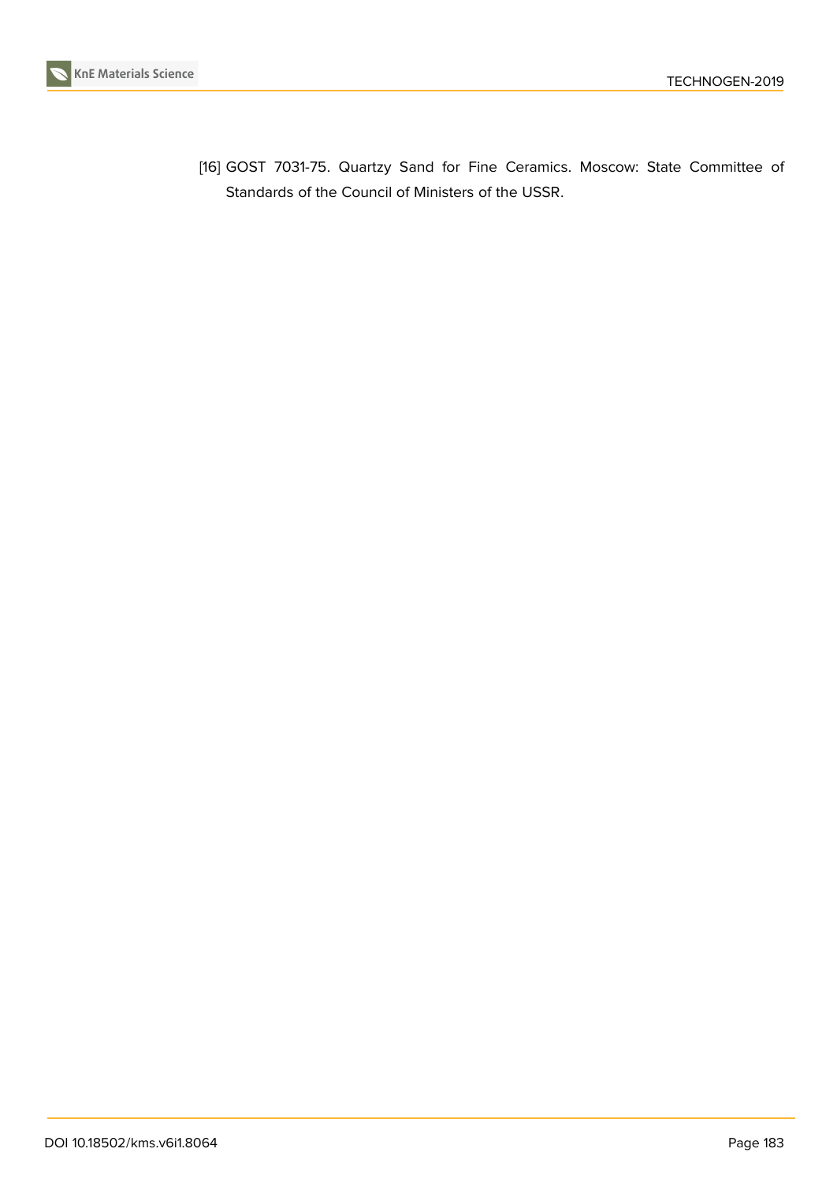[16] GOST 7031-75. Quartzy Sand for Fine Ceramics. Moscow: State Committee of Standards of the Council of Ministers of the USSR.